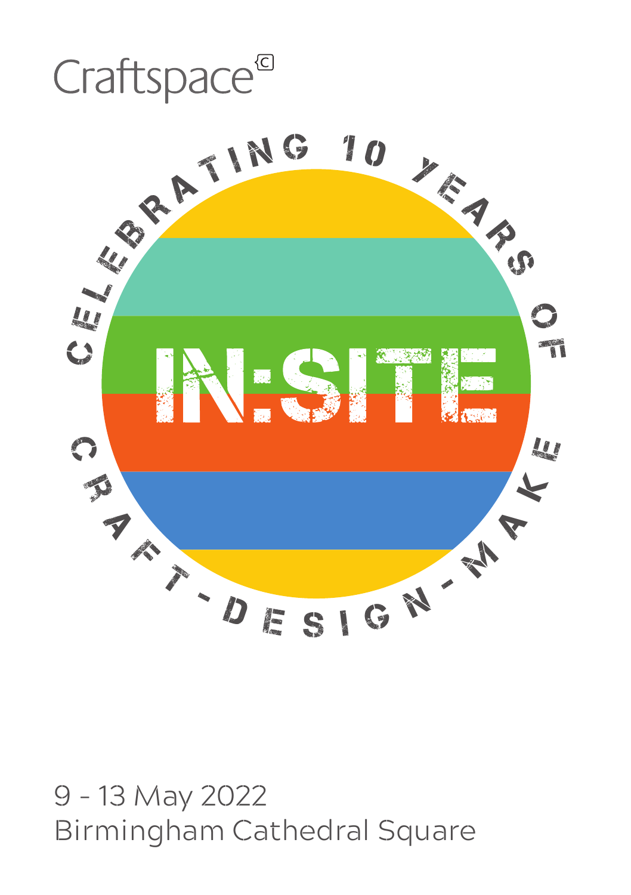Craftspace

CELEBRATING 10 YEARS OF

# IN:SITE

CRAFT - DESIGN - MAKE

9 - 13 May 2022
Birmingham Cathedral Square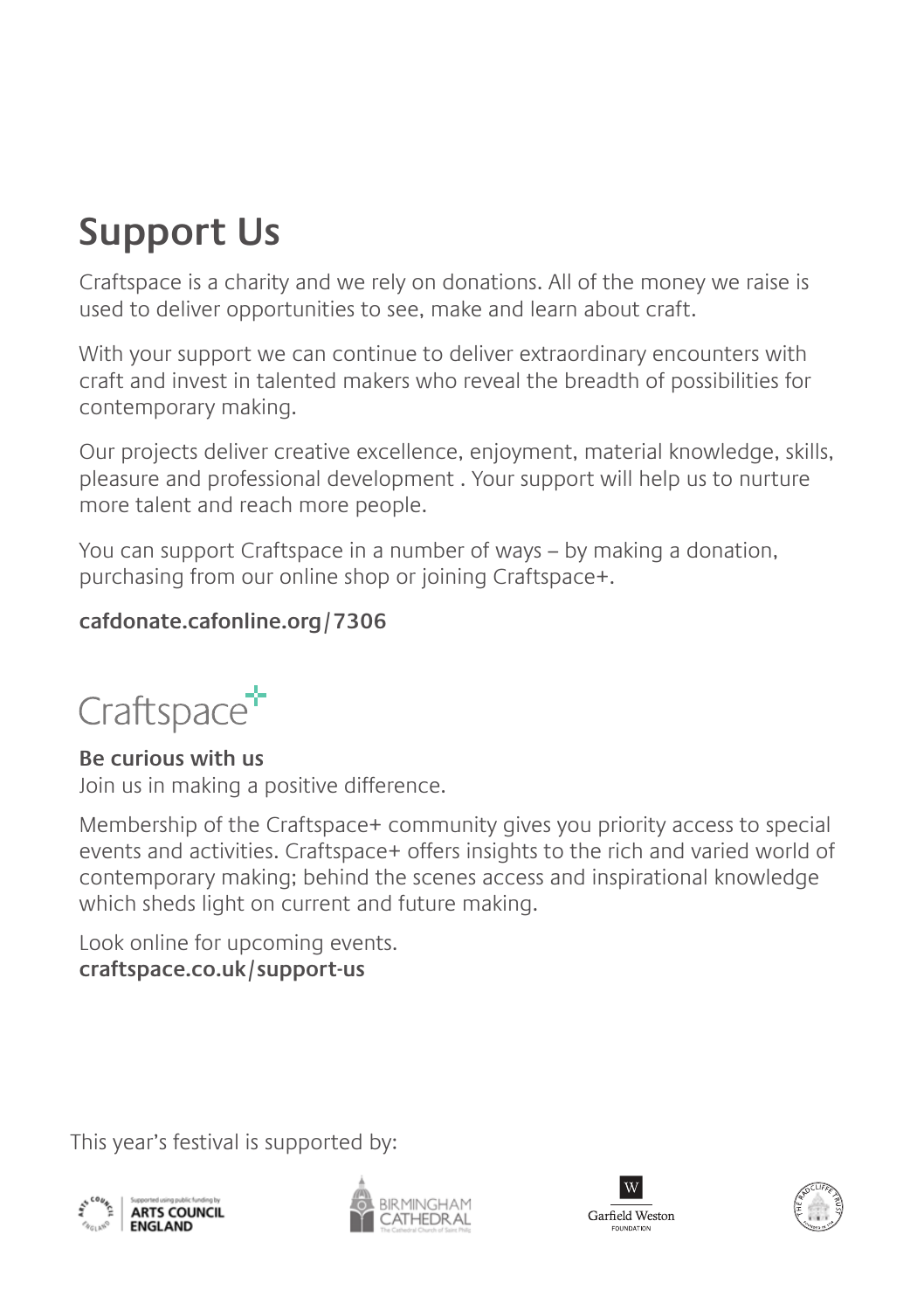# Support Us

Craftspace is a charity and we rely on donations. All of the money we raise is used to deliver opportunities to see, make and learn about craft.

With your support we can continue to deliver extraordinary encounters with craft and invest in talented makers who reveal the breadth of possibilities for contemporary making.

Our projects deliver creative excellence, enjoyment, material knowledge, skills, pleasure and professional development . Your support will help us to nurture more talent and reach more people.

You can support Craftspace in a number of ways – by making a donation, purchasing from our online shop or joining Craftspace+.

**cafdonate.cafonline.org/7306**

Craftspace+

**Be curious with us**
Join us in making a positive difference.

Membership of the Craftspace+ community gives you priority access to special events and activities. Craftspace+ offers insights to the rich and varied world of contemporary making; behind the scenes access and inspirational knowledge which sheds light on current and future making.

Look online for upcoming events.
**craftspace.co.uk/support-us**

This year's festival is supported by:

Supported using public funding by ARTS COUNCIL ENGLAND

BIRMINGHAM CATHEDRAL The Cathedral Church of Saint Philip

Garfield Weston FOUNDATION

The Radcliffe Trust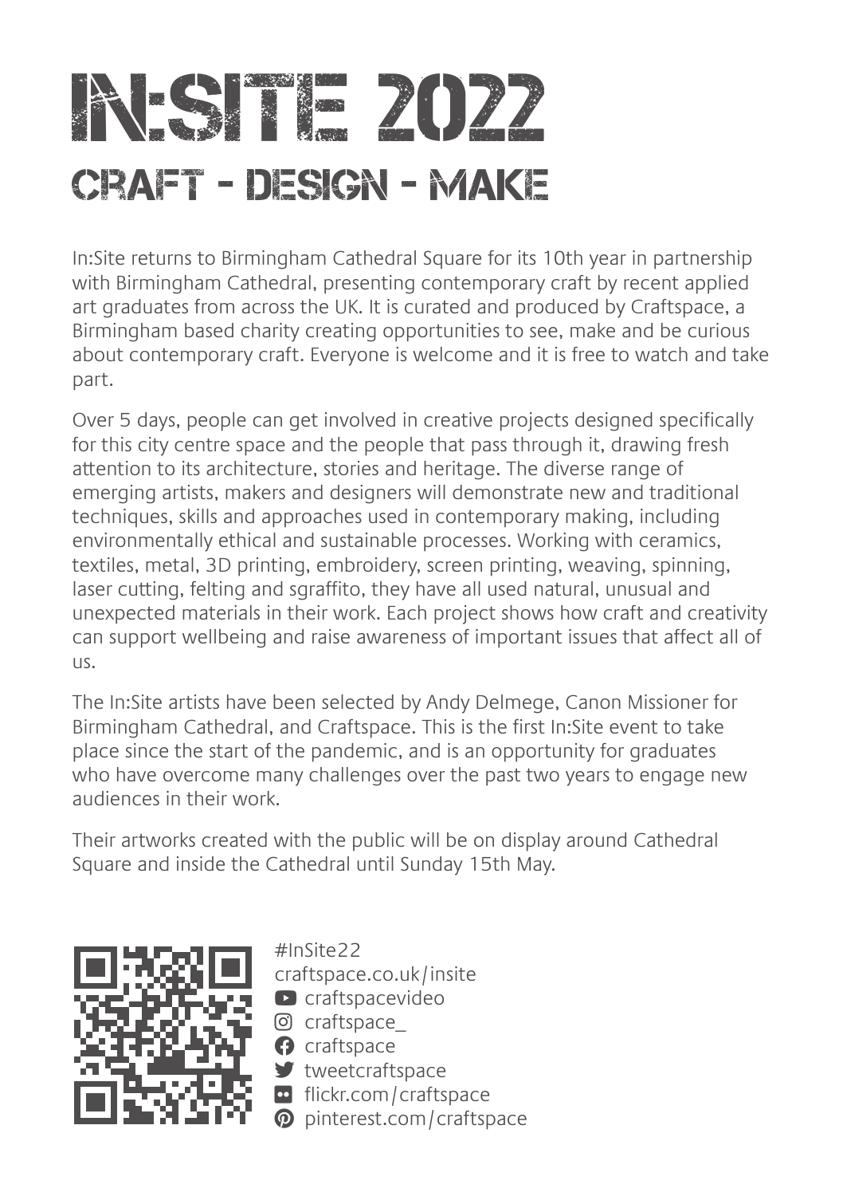# IN:SITE 2022

## CRAFT - DESIGN - MAKE

In:Site returns to Birmingham Cathedral Square for its 10th year in partnership with Birmingham Cathedral, presenting contemporary craft by recent applied art graduates from across the UK. It is curated and produced by Craftspace, a Birmingham based charity creating opportunities to see, make and be curious about contemporary craft. Everyone is welcome and it is free to watch and take part.

Over 5 days, people can get involved in creative projects designed specifically for this city centre space and the people that pass through it, drawing fresh attention to its architecture, stories and heritage. The diverse range of emerging artists, makers and designers will demonstrate new and traditional techniques, skills and approaches used in contemporary making, including environmentally ethical and sustainable processes. Working with ceramics, textiles, metal, 3D printing, embroidery, screen printing, weaving, spinning, laser cutting, felting and sgraffito, they have all used natural, unusual and unexpected materials in their work. Each project shows how craft and creativity can support wellbeing and raise awareness of important issues that affect all of us.

The In:Site artists have been selected by Andy Delmege, Canon Missioner for Birmingham Cathedral, and Craftspace. This is the first In:Site event to take place since the start of the pandemic, and is an opportunity for graduates who have overcome many challenges over the past two years to engage new audiences in their work.

Their artworks created with the public will be on display around Cathedral Square and inside the Cathedral until Sunday 15th May.

#InSite22
craftspace.co.uk/insite
craftspacevideo
craftspace_
craftspace
tweetcraftspace
flickr.com/craftspace
pinterest.com/craftspace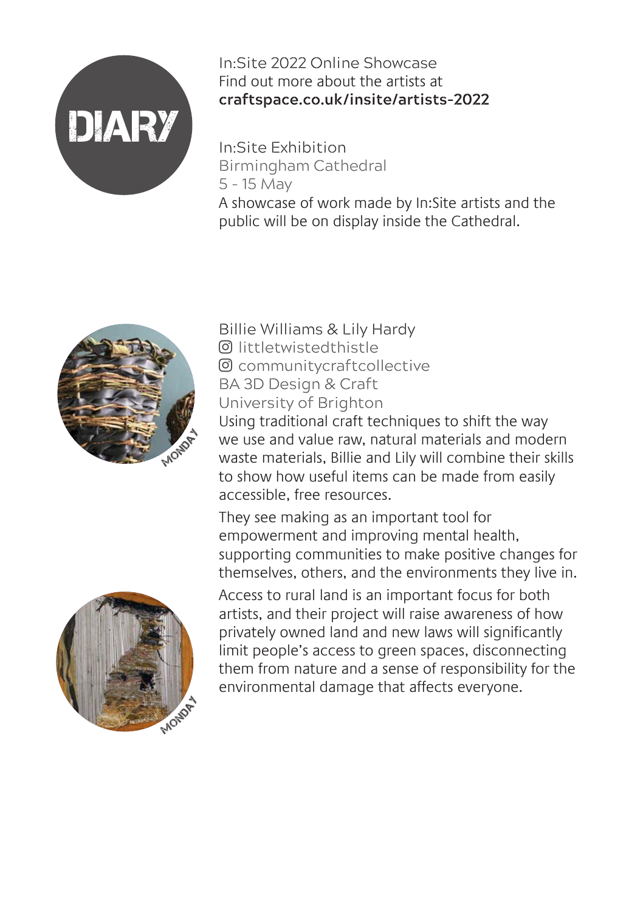# DIARY

In:Site 2022 Online Showcase
Find out more about the artists at
**craftspace.co.uk/insite/artists-2022**

In:Site Exhibition
Birmingham Cathedral
5 - 15 May
A showcase of work made by In:Site artists and the public will be on display inside the Cathedral.

MONDAY

Billie Williams & Lily Hardy
littletwistedthistle
communitycraftcollective
BA 3D Design & Craft
University of Brighton

Using traditional craft techniques to shift the way we use and value raw, natural materials and modern waste materials, Billie and Lily will combine their skills to show how useful items can be made from easily accessible, free resources.

They see making as an important tool for empowerment and improving mental health, supporting communities to make positive changes for themselves, others, and the environments they live in.

Access to rural land is an important focus for both artists, and their project will raise awareness of how privately owned land and new laws will significantly limit people's access to green spaces, disconnecting them from nature and a sense of responsibility for the environmental damage that affects everyone.

MONDAY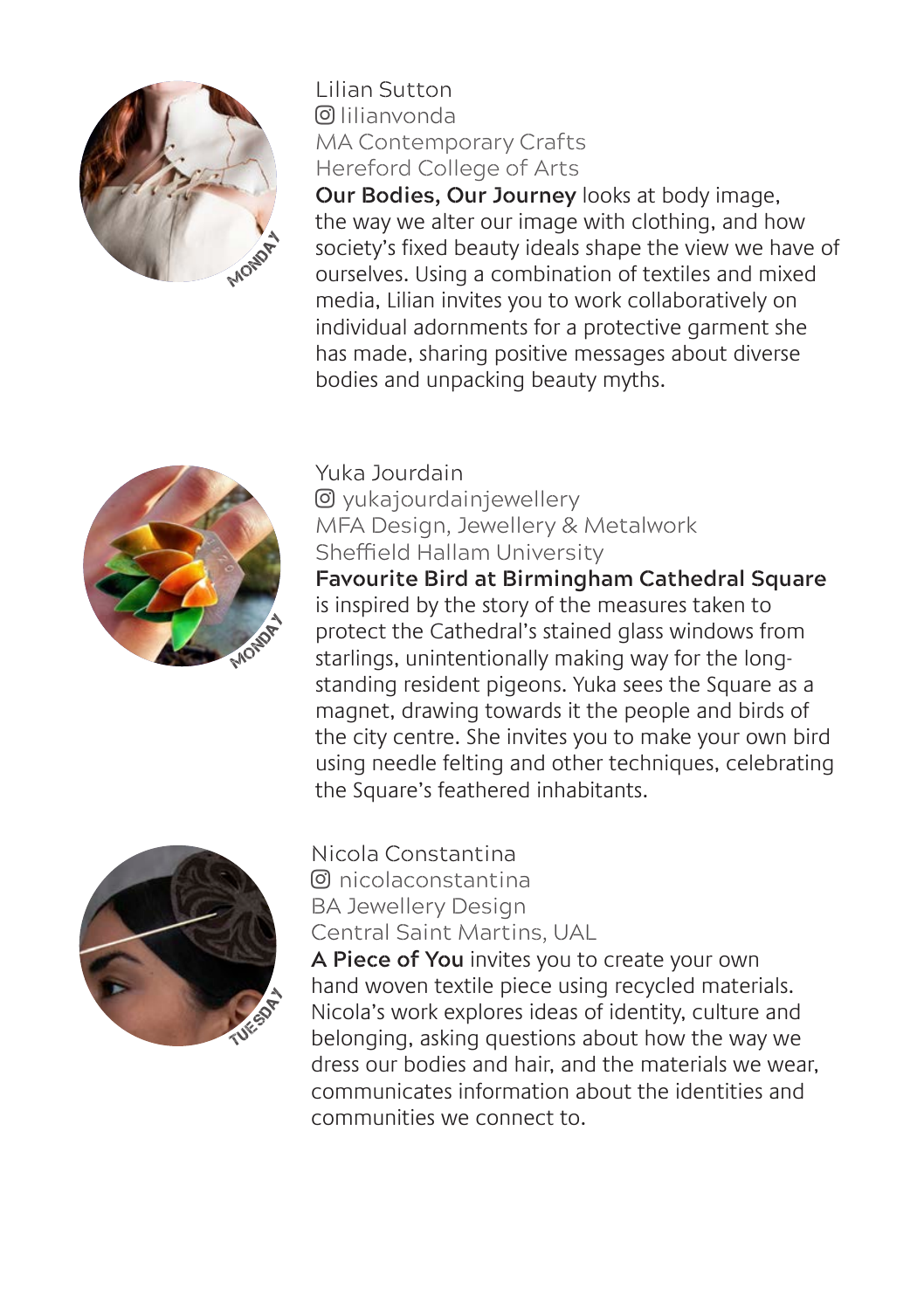Lilian Sutton
lilianvonda
MA Contemporary Crafts
Hereford College of Arts

MONDAY

**Our Bodies, Our Journey** looks at body image, the way we alter our image with clothing, and how society's fixed beauty ideals shape the view we have of ourselves. Using a combination of textiles and mixed media, Lilian invites you to work collaboratively on individual adornments for a protective garment she has made, sharing positive messages about diverse bodies and unpacking beauty myths.

Yuka Jourdain
yukajourdainjewellery
MFA Design, Jewellery & Metalwork
Sheffield Hallam University

MONDAY

**Favourite Bird at Birmingham Cathedral Square** is inspired by the story of the measures taken to protect the Cathedral's stained glass windows from starlings, unintentionally making way for the long-standing resident pigeons. Yuka sees the Square as a magnet, drawing towards it the people and birds of the city centre. She invites you to make your own bird using needle felting and other techniques, celebrating the Square's feathered inhabitants.

Nicola Constantina
nicolaconstantina
BA Jewellery Design
Central Saint Martins, UAL

TUESDAY

**A Piece of You** invites you to create your own hand woven textile piece using recycled materials. Nicola's work explores ideas of identity, culture and belonging, asking questions about how the way we dress our bodies and hair, and the materials we wear, communicates information about the identities and communities we connect to.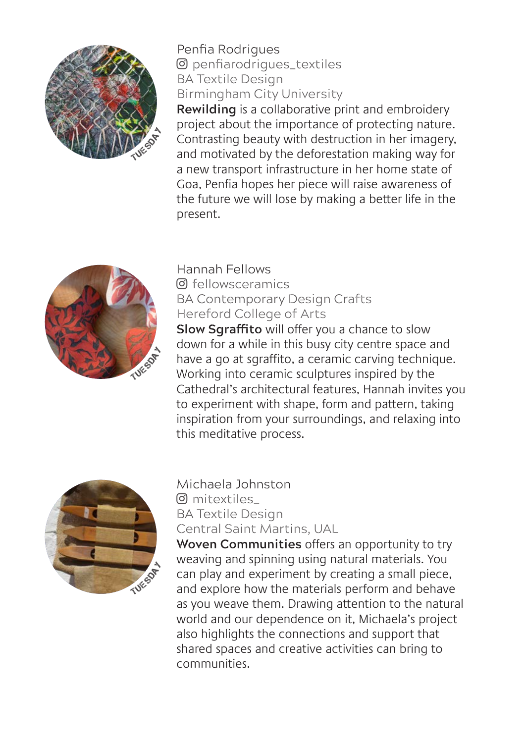TUESDAY

Penfia Rodrigues
penfiarodrigues_textiles
BA Textile Design
Birmingham City University

**Rewilding** is a collaborative print and embroidery project about the importance of protecting nature. Contrasting beauty with destruction in her imagery, and motivated by the deforestation making way for a new transport infrastructure in her home state of Goa, Penfia hopes her piece will raise awareness of the future we will lose by making a better life in the present.

TUESDAY

Hannah Fellows
fellowsceramics
BA Contemporary Design Crafts
Hereford College of Arts

**Slow Sgraffito** will offer you a chance to slow down for a while in this busy city centre space and have a go at sgraffito, a ceramic carving technique. Working into ceramic sculptures inspired by the Cathedral's architectural features, Hannah invites you to experiment with shape, form and pattern, taking inspiration from your surroundings, and relaxing into this meditative process.

TUESDAY

Michaela Johnston
mitextiles_
BA Textile Design
Central Saint Martins, UAL

**Woven Communities** offers an opportunity to try weaving and spinning using natural materials. You can play and experiment by creating a small piece, and explore how the materials perform and behave as you weave them. Drawing attention to the natural world and our dependence on it, Michaela's project also highlights the connections and support that shared spaces and creative activities can bring to communities.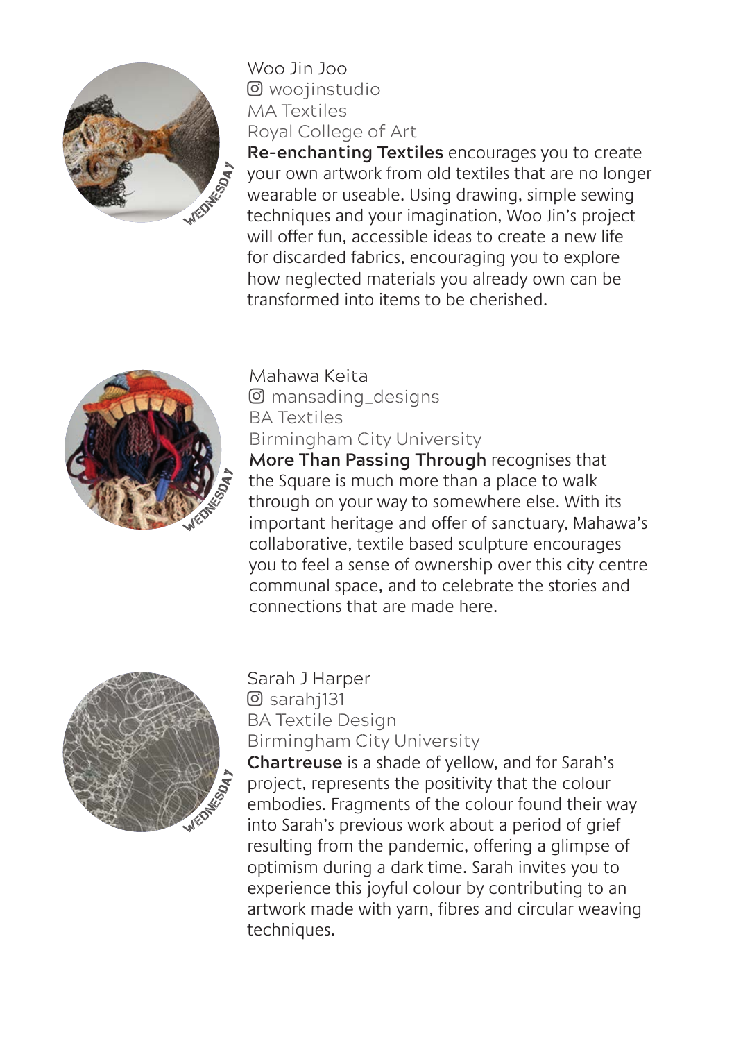Woo Jin Joo
woojinstudio
MA Textiles
Royal College of Art

**Re-enchanting Textiles** encourages you to create your own artwork from old textiles that are no longer wearable or useable. Using drawing, simple sewing techniques and your imagination, Woo Jin's project will offer fun, accessible ideas to create a new life for discarded fabrics, encouraging you to explore how neglected materials you already own can be transformed into items to be cherished.

WEDNESDAY

Mahawa Keita
mansading_designs
BA Textiles
Birmingham City University

**More Than Passing Through** recognises that the Square is much more than a place to walk through on your way to somewhere else. With its important heritage and offer of sanctuary, Mahawa's collaborative, textile based sculpture encourages you to feel a sense of ownership over this city centre communal space, and to celebrate the stories and connections that are made here.

WEDNESDAY

Sarah J Harper
sarahj131
BA Textile Design
Birmingham City University

**Chartreuse** is a shade of yellow, and for Sarah's project, represents the positivity that the colour embodies. Fragments of the colour found their way into Sarah's previous work about a period of grief resulting from the pandemic, offering a glimpse of optimism during a dark time. Sarah invites you to experience this joyful colour by contributing to an artwork made with yarn, fibres and circular weaving techniques.

WEDNESDAY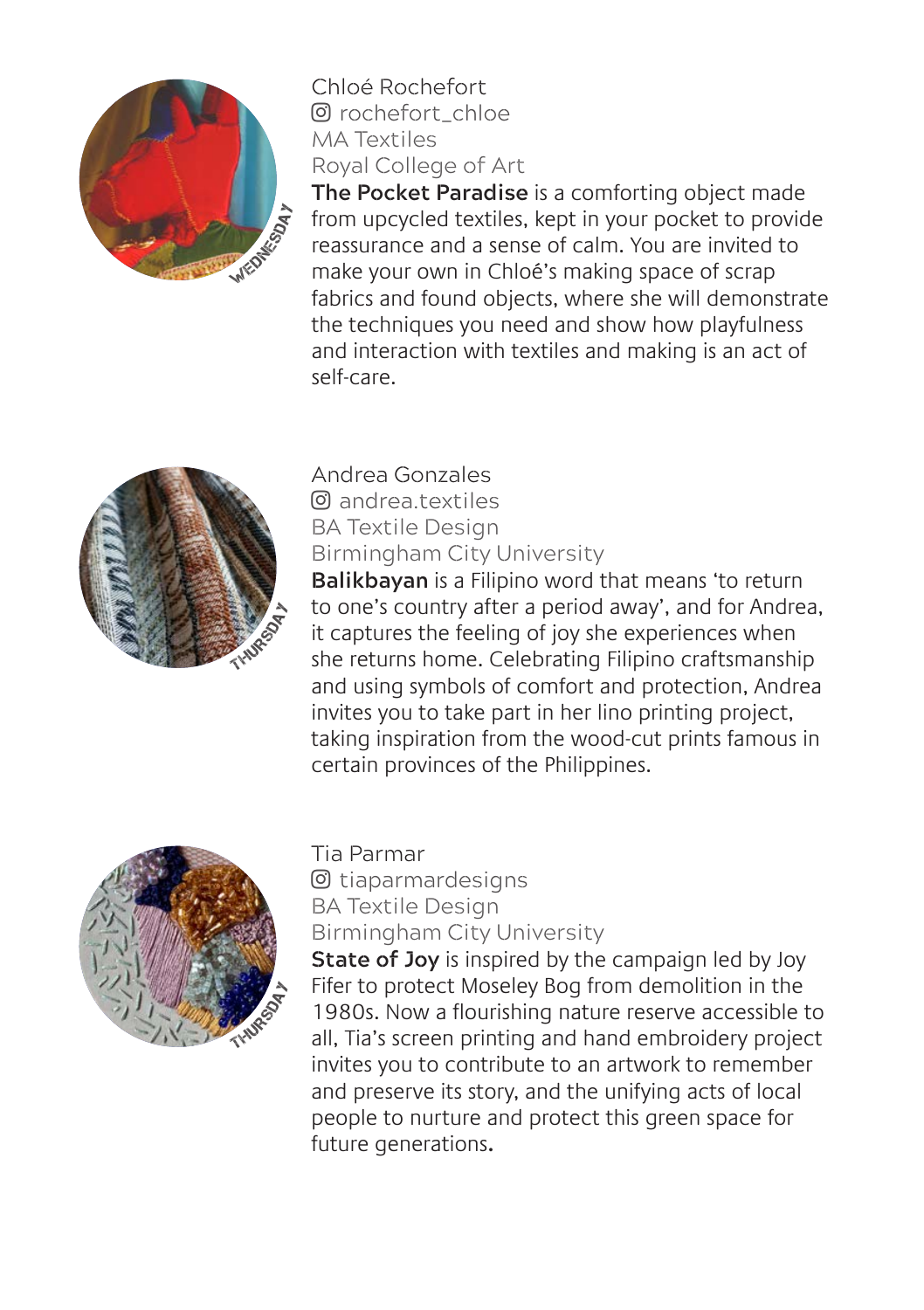WEDNESDAY

Chloé Rochefort
rochefort_chloe
MA Textiles
Royal College of Art

**The Pocket Paradise** is a comforting object made from upcycled textiles, kept in your pocket to provide reassurance and a sense of calm. You are invited to make your own in Chloé's making space of scrap fabrics and found objects, where she will demonstrate the techniques you need and show how playfulness and interaction with textiles and making is an act of self-care.

THURSDAY

Andrea Gonzales
andrea.textiles
BA Textile Design
Birmingham City University

**Balikbayan** is a Filipino word that means 'to return to one's country after a period away', and for Andrea, it captures the feeling of joy she experiences when she returns home. Celebrating Filipino craftsmanship and using symbols of comfort and protection, Andrea invites you to take part in her lino printing project, taking inspiration from the wood-cut prints famous in certain provinces of the Philippines.

THURSDAY

Tia Parmar
tiaparmardesigns
BA Textile Design
Birmingham City University

**State of Joy** is inspired by the campaign led by Joy Fifer to protect Moseley Bog from demolition in the 1980s. Now a flourishing nature reserve accessible to all, Tia's screen printing and hand embroidery project invites you to contribute to an artwork to remember and preserve its story, and the unifying acts of local people to nurture and protect this green space for future generations.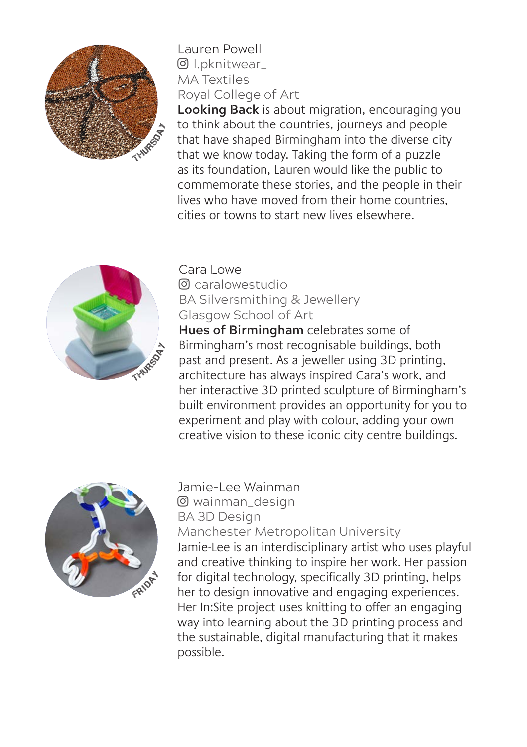Lauren Powell
l.pknitwear_
MA Textiles
Royal College of Art

**Looking Back** is about migration, encouraging you to think about the countries, journeys and people that have shaped Birmingham into the diverse city that we know today. Taking the form of a puzzle as its foundation, Lauren would like the public to commemorate these stories, and the people in their lives who have moved from their home countries, cities or towns to start new lives elsewhere.

THURSDAY

Cara Lowe
caralowestudio
BA Silversmithing & Jewellery
Glasgow School of Art

**Hues of Birmingham** celebrates some of Birmingham's most recognisable buildings, both past and present. As a jeweller using 3D printing, architecture has always inspired Cara's work, and her interactive 3D printed sculpture of Birmingham's built environment provides an opportunity for you to experiment and play with colour, adding your own creative vision to these iconic city centre buildings.

THURSDAY

Jamie-Lee Wainman
wainman_design
BA 3D Design
Manchester Metropolitan University

Jamie-Lee is an interdisciplinary artist who uses playful and creative thinking to inspire her work. Her passion for digital technology, specifically 3D printing, helps her to design innovative and engaging experiences. Her In:Site project uses knitting to offer an engaging way into learning about the 3D printing process and the sustainable, digital manufacturing that it makes possible.

FRIDAY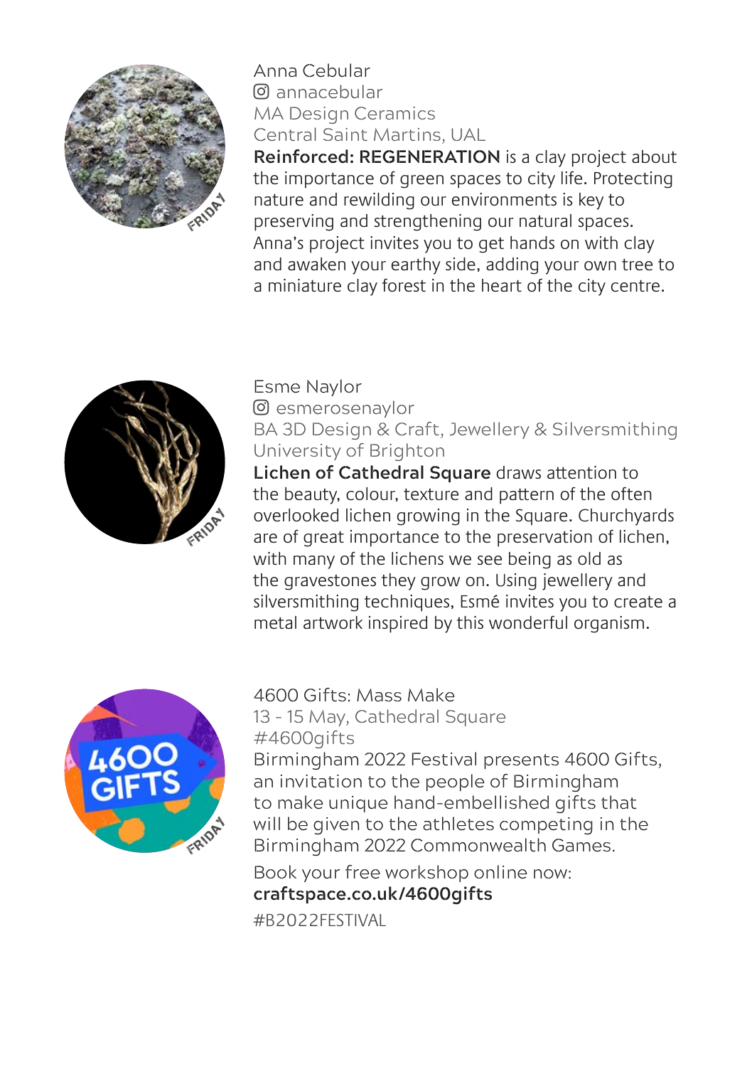Anna Cebular
annacebular
MA Design Ceramics
Central Saint Martins, UAL

**Reinforced: REGENERATION** is a clay project about the importance of green spaces to city life. Protecting nature and rewilding our environments is key to preserving and strengthening our natural spaces. Anna's project invites you to get hands on with clay and awaken your earthy side, adding your own tree to a miniature clay forest in the heart of the city centre.

Esme Naylor
esmerosenaylor
BA 3D Design & Craft, Jewellery & Silversmithing
University of Brighton

**Lichen of Cathedral Square** draws attention to the beauty, colour, texture and pattern of the often overlooked lichen growing in the Square. Churchyards are of great importance to the preservation of lichen, with many of the lichens we see being as old as the gravestones they grow on. Using jewellery and silversmithing techniques, Esmé invites you to create a metal artwork inspired by this wonderful organism.

4600 Gifts: Mass Make
13 - 15 May, Cathedral Square
#4600gifts

Birmingham 2022 Festival presents 4600 Gifts, an invitation to the people of Birmingham to make unique hand-embellished gifts that will be given to the athletes competing in the Birmingham 2022 Commonwealth Games.

Book your free workshop online now:
**craftspace.co.uk/4600gifts**

#B2022FESTIVAL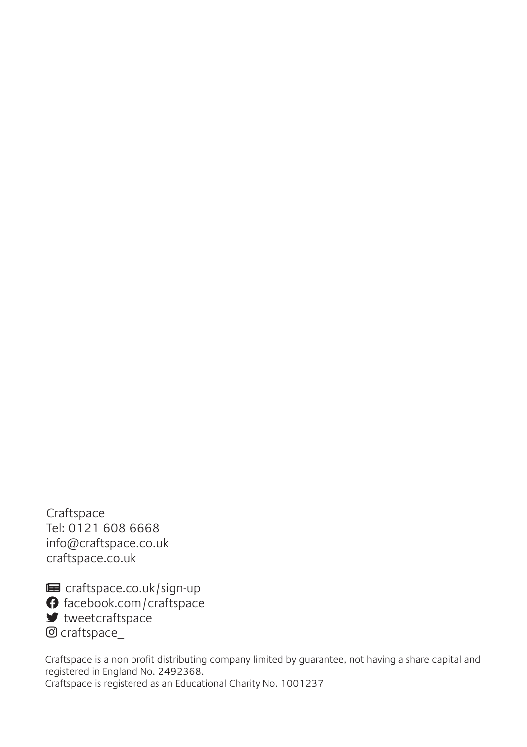Craftspace
Tel: 0121 608 6668
info@craftspace.co.uk
craftspace.co.uk

craftspace.co.uk/sign-up
facebook.com/craftspace
tweetcraftspace
craftspace_

Craftspace is a non profit distributing company limited by guarantee, not having a share capital and registered in England No. 2492368.
Craftspace is registered as an Educational Charity No. 1001237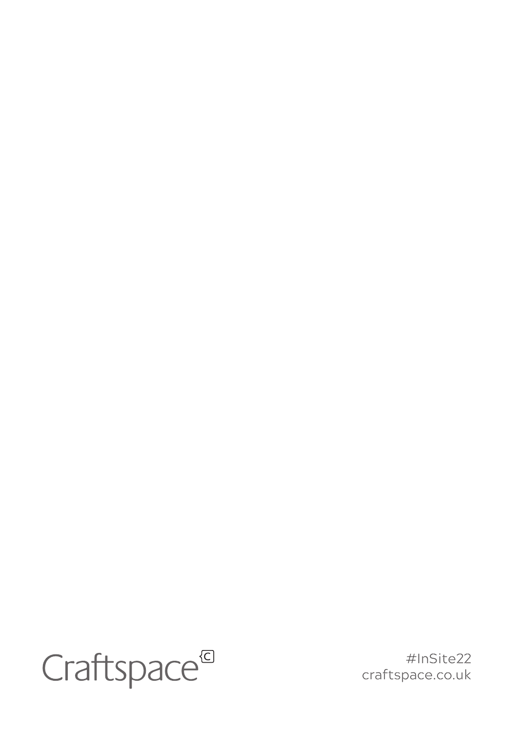Craftspace

#InSite22
craftspace.co.uk